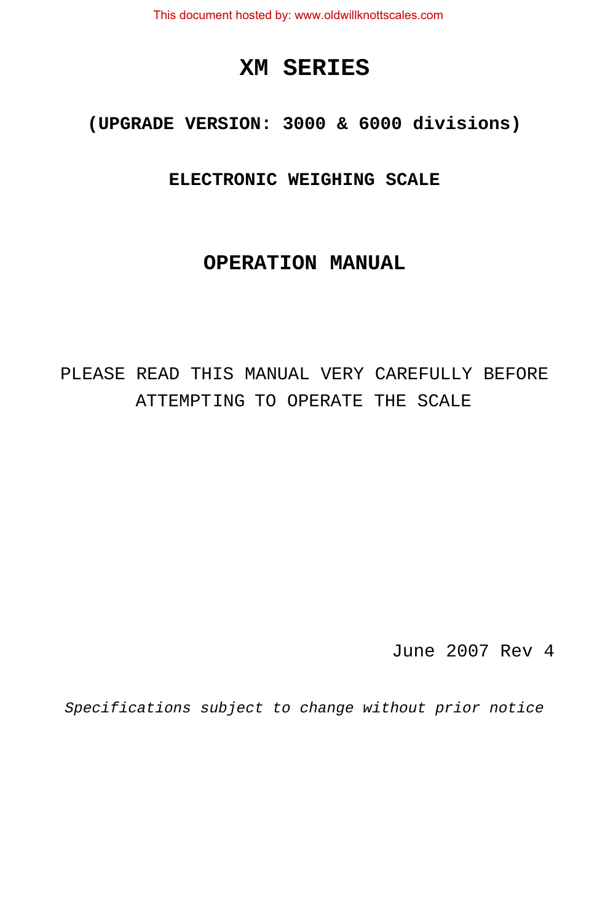This document hosted by: www.oldwillknottscales.com

# XM SERIES

**(UPGRADE VERSION: 3000 & 6000 divisions)**

**ELECTRONIC WEIGHING SCALE**

## OPERATION MANUAL

PLEASE READ THIS MANUAL VERY CAREFULLY BEFORE ATTEMPTING TO OPERATE THE SCALE

June 2007 Rev 4

*Specifications subject to change without prior notice*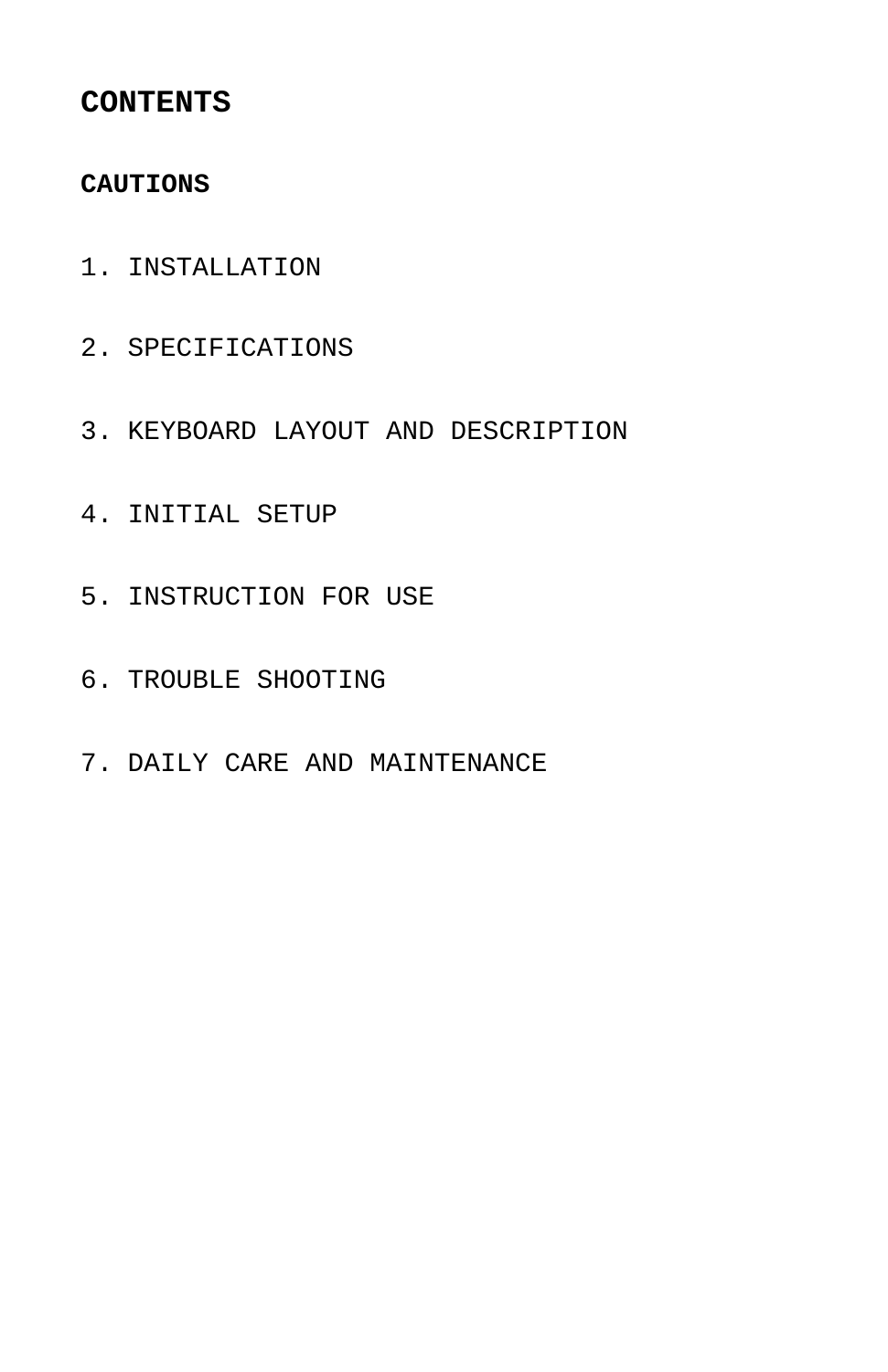# CONTENTS

**CAUTIONS**

1. INSTALLATION

2. SPECIFICATIONS

3. KEYBOARD LAYOUT AND DESCRIPTION

4. INITIAL SETUP

5. INSTRUCTION FOR USE

6. TROUBLE SHOOTING

7. DAILY CARE AND MAINTENANCE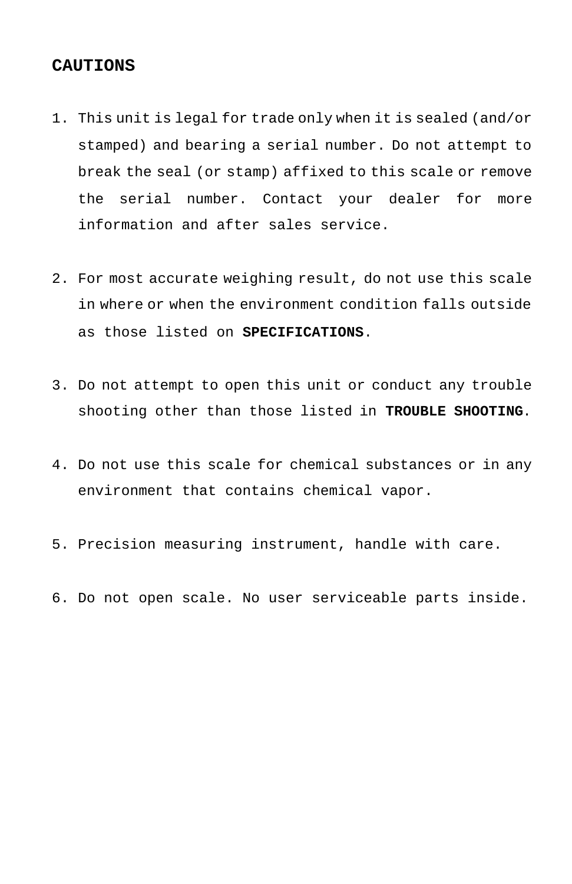# CAUTIONS

1. This unit is legal for trade only when it is sealed (and/or stamped) and bearing a serial number. Do not attempt to break the seal (or stamp) affixed to this scale or remove the serial number. Contact your dealer for more information and after sales service.

2. For most accurate weighing result, do not use this scale in where or when the environment condition falls outside as those listed on **SPECIFICATIONS**.

3. Do not attempt to open this unit or conduct any trouble shooting other than those listed in **TROUBLE SHOOTING**.

4. Do not use this scale for chemical substances or in any environment that contains chemical vapor.

5. Precision measuring instrument, handle with care.

6. Do not open scale. No user serviceable parts inside.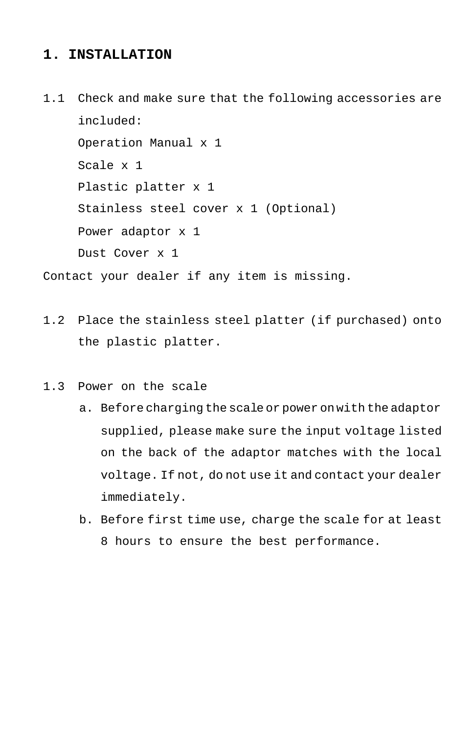# 1. INSTALLATION

1.1 Check and make sure that the following accessories are included:

Operation Manual x 1
Scale x 1
Plastic platter x 1
Stainless steel cover x 1 (Optional)
Power adaptor x 1
Dust Cover x 1

Contact your dealer if any item is missing.

1.2 Place the stainless steel platter (if purchased) onto the plastic platter.

1.3 Power on the scale

a. Before charging the scale or power on with the adaptor supplied, please make sure the input voltage listed on the back of the adaptor matches with the local voltage. If not, do not use it and contact your dealer immediately.
b. Before first time use, charge the scale for at least 8 hours to ensure the best performance.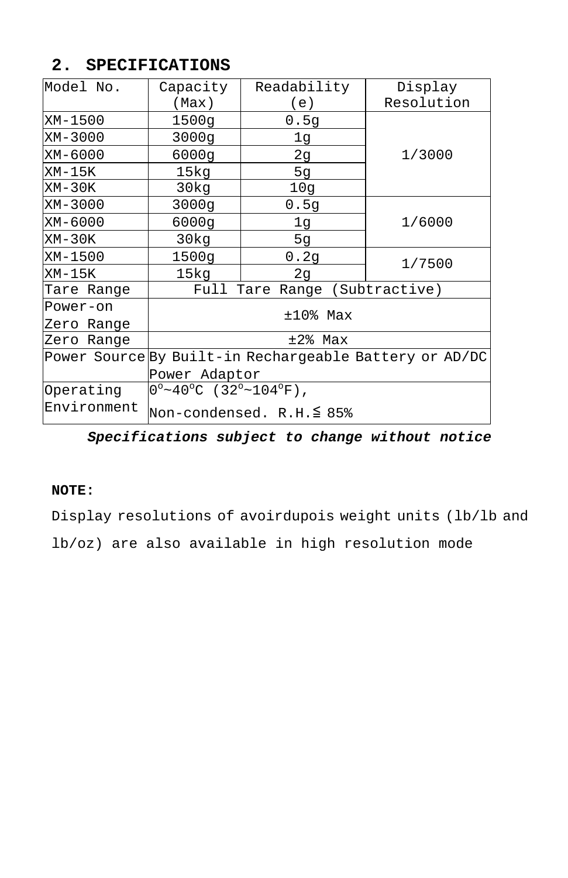## 2. SPECIFICATIONS

| Model No. | Capacity (Max) | Readability (e) | Display Resolution |
|---|---|---|---|
| XM-1500 | 1500g | 0.5g | 1/3000 |
| XM-3000 | 3000g | 1g | |
| XM-6000 | 6000g | 2g | |
| XM-15K | 15kg | 5g | |
| XM-30K | 30kg | 10g | |
| XM-3000 | 3000g | 0.5g | 1/6000 |
| XM-6000 | 6000g | 1g | |
| XM-30K | 30kg | 5g | |
| XM-1500 | 1500g | 0.2g | 1/7500 |
| XM-15K | 15kg | 2g | |
| Tare Range | Full Tare Range (Subtractive) | | |
| Power-on Zero Range | ±10% Max | | |
| Zero Range | ±2% Max | | |
| Power Source | By Built-in Rechargeable Battery or AD/DC Power Adaptor | | |
| Operating Environment | 0°~40°C (32°~104°F), Non-condensed. R.H.≦ 85% | | |

***Specifications subject to change without notice***

**NOTE:**

Display resolutions of avoirdupois weight units (lb/lb and lb/oz) are also available in high resolution mode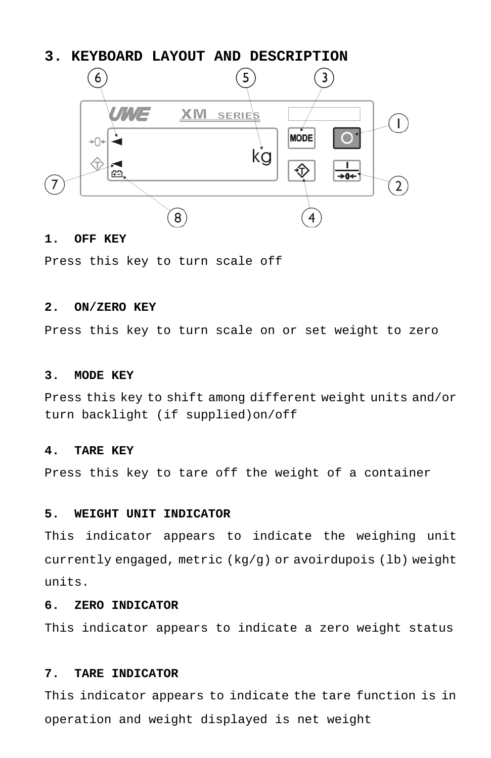# 3. KEYBOARD LAYOUT AND DESCRIPTION

**1. OFF KEY**

Press this key to turn scale off

**2. ON/ZERO KEY**

Press this key to turn scale on or set weight to zero

**3. MODE KEY**

Press this key to shift among different weight units and/or turn backlight (if supplied)on/off

**4. TARE KEY**

Press this key to tare off the weight of a container

**5. WEIGHT UNIT INDICATOR**

This indicator appears to indicate the weighing unit currently engaged, metric (kg/g) or avoirdupois (lb) weight units.

**6. ZERO INDICATOR**

This indicator appears to indicate a zero weight status

**7. TARE INDICATOR**

This indicator appears to indicate the tare function is in operation and weight displayed is net weight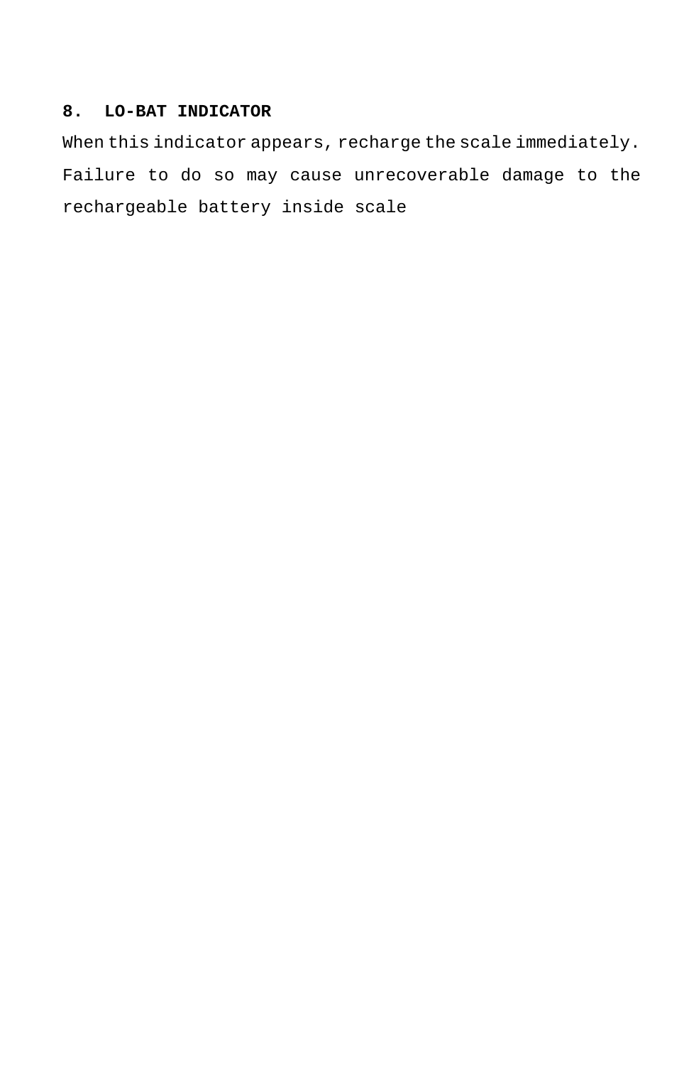## 8. LO-BAT INDICATOR

When this indicator appears, recharge the scale immediately. Failure to do so may cause unrecoverable damage to the rechargeable battery inside scale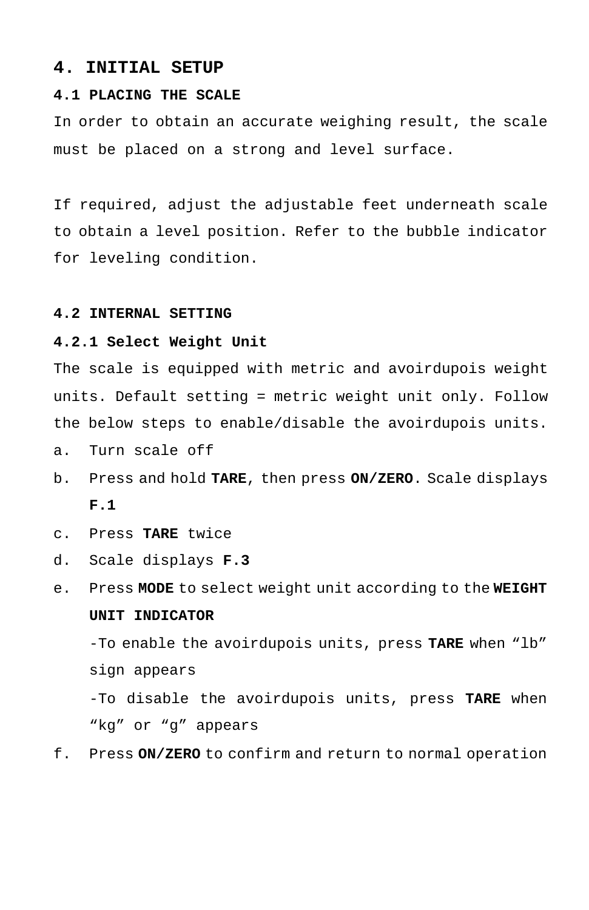# 4. INITIAL SETUP

### 4.1 PLACING THE SCALE

In order to obtain an accurate weighing result, the scale must be placed on a strong and level surface.

If required, adjust the adjustable feet underneath scale to obtain a level position. Refer to the bubble indicator for leveling condition.

### 4.2 INTERNAL SETTING

#### 4.2.1 Select Weight Unit

The scale is equipped with metric and avoirdupois weight units. Default setting = metric weight unit only. Follow the below steps to enable/disable the avoirdupois units.

a. Turn scale off
b. Press and hold **TARE**, then press **ON/ZERO**. Scale displays **F.1**
c. Press **TARE** twice
d. Scale displays **F.3**
e. Press **MODE** to select weight unit according to the **WEIGHT UNIT INDICATOR**
   -To enable the avoirdupois units, press **TARE** when “lb” sign appears
   -To disable the avoirdupois units, press **TARE** when “kg” or “g” appears
f. Press **ON/ZERO** to confirm and return to normal operation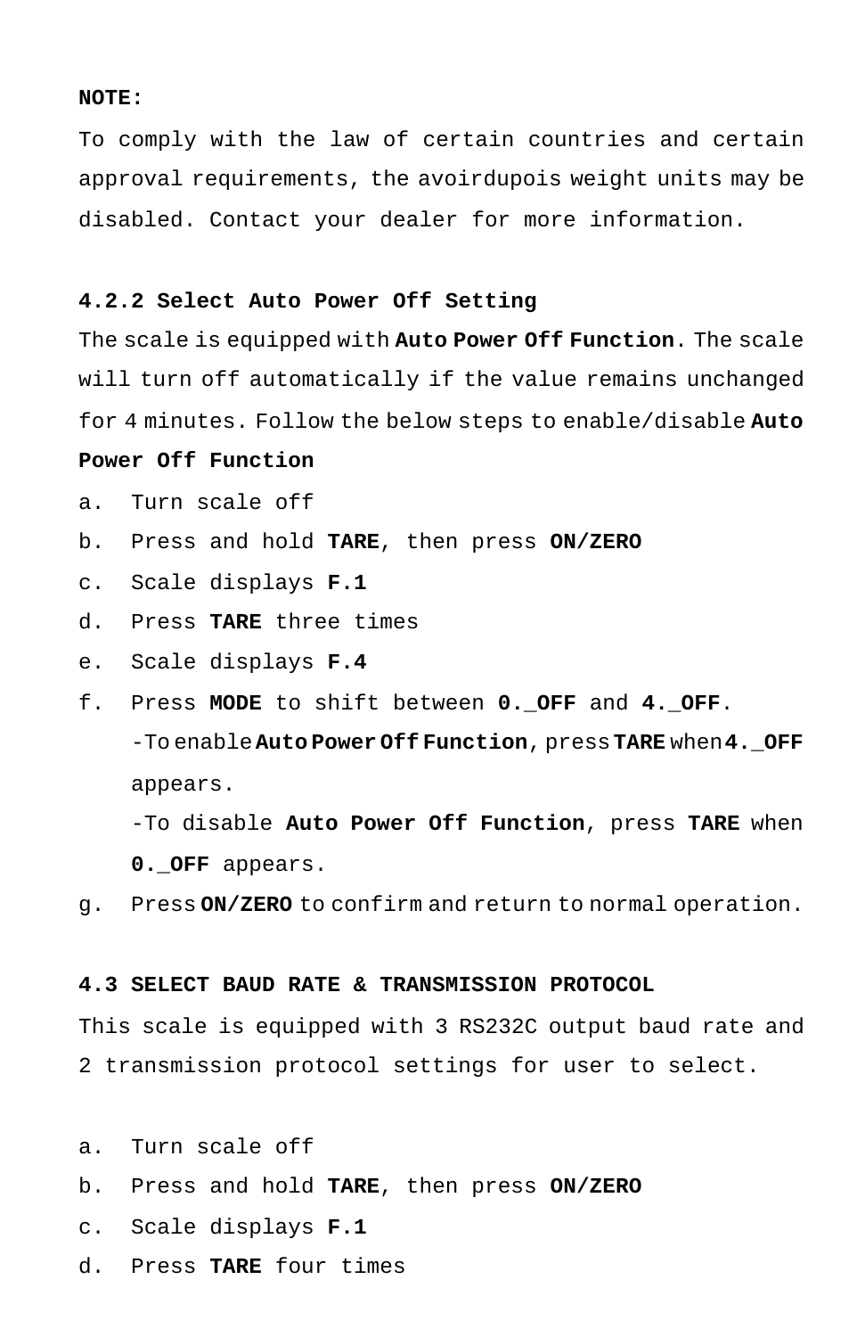**NOTE:**

To comply with the law of certain countries and certain approval requirements, the avoirdupois weight units may be disabled. Contact your dealer for more information.

### 4.2.2 Select Auto Power Off Setting

The scale is equipped with **Auto Power Off Function**. The scale will turn off automatically if the value remains unchanged for 4 minutes. Follow the below steps to enable/disable **Auto Power Off Function**

a. Turn scale off
b. Press and hold **TARE**, then press **ON/ZERO**
c. Scale displays **F.1**
d. Press **TARE** three times
e. Scale displays **F.4**
f. Press **MODE** to shift between **0._OFF** and **4._OFF**.
   -To enable **Auto Power Off Function**, press **TARE** when **4._OFF** appears.
   -To disable **Auto Power Off Function**, press **TARE** when **0._OFF** appears.
g. Press **ON/ZERO** to confirm and return to normal operation.

## 4.3 SELECT BAUD RATE & TRANSMISSION PROTOCOL

This scale is equipped with 3 RS232C output baud rate and 2 transmission protocol settings for user to select.

a. Turn scale off
b. Press and hold **TARE**, then press **ON/ZERO**
c. Scale displays **F.1**
d. Press **TARE** four times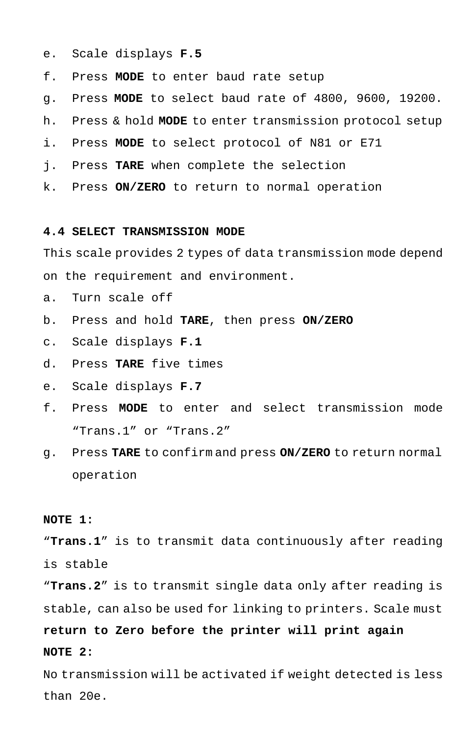e. Scale displays **F.5**
f. Press **MODE** to enter baud rate setup
g. Press **MODE** to select baud rate of 4800, 9600, 19200.
h. Press & hold **MODE** to enter transmission protocol setup
i. Press **MODE** to select protocol of N81 or E71
j. Press **TARE** when complete the selection
k. Press **ON/ZERO** to return to normal operation

### 4.4 SELECT TRANSMISSION MODE

This scale provides 2 types of data transmission mode depend on the requirement and environment.

a. Turn scale off
b. Press and hold **TARE**, then press **ON/ZERO**
c. Scale displays **F.1**
d. Press **TARE** five times
e. Scale displays **F.7**
f. Press **MODE** to enter and select transmission mode “Trans.1” or “Trans.2”
g. Press **TARE** to confirm and press **ON/ZERO** to return normal operation

**NOTE 1:**

“**Trans.1**” is to transmit data continuously after reading is stable

“**Trans.2**” is to transmit single data only after reading is stable, can also be used for linking to printers. Scale must **return to Zero before the printer will print again**

**NOTE 2:**

No transmission will be activated if weight detected is less than 20e.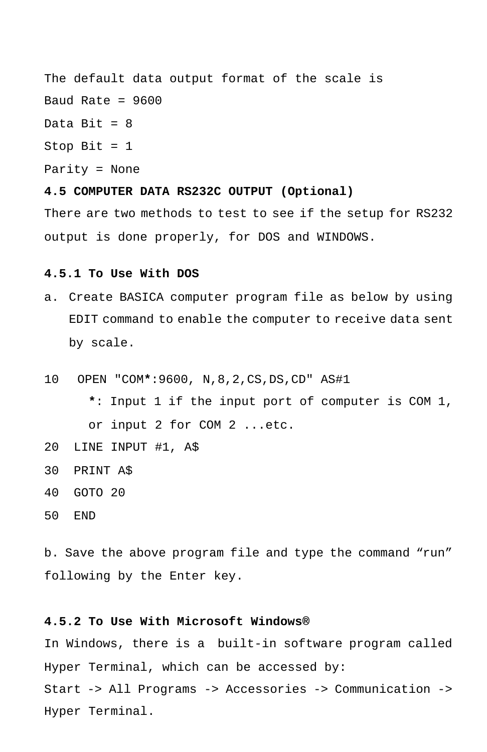The default data output format of the scale is

Baud Rate = 9600

Data Bit = 8

Stop Bit = 1

Parity = None

**4.5 COMPUTER DATA RS232C OUTPUT (Optional)**

There are two methods to test to see if the setup for RS232 output is done properly, for DOS and WINDOWS.

**4.5.1 To Use With DOS**

a. Create BASICA computer program file as below by using EDIT command to enable the computer to receive data sent by scale.

```
10   OPEN "COM*:9600, N,8,2,CS,DS,CD" AS#1
       *: Input 1 if the input port of computer is COM 1,
       or input 2 for COM 2 ...etc.
20  LINE INPUT #1, A$
30  PRINT A$
40  GOTO 20
50  END
```

b. Save the above program file and type the command “run” following by the Enter key.

**4.5.2 To Use With Microsoft Windows®**

In Windows, there is a built-in software program called Hyper Terminal, which can be accessed by:

Start -> All Programs -> Accessories -> Communication -> Hyper Terminal.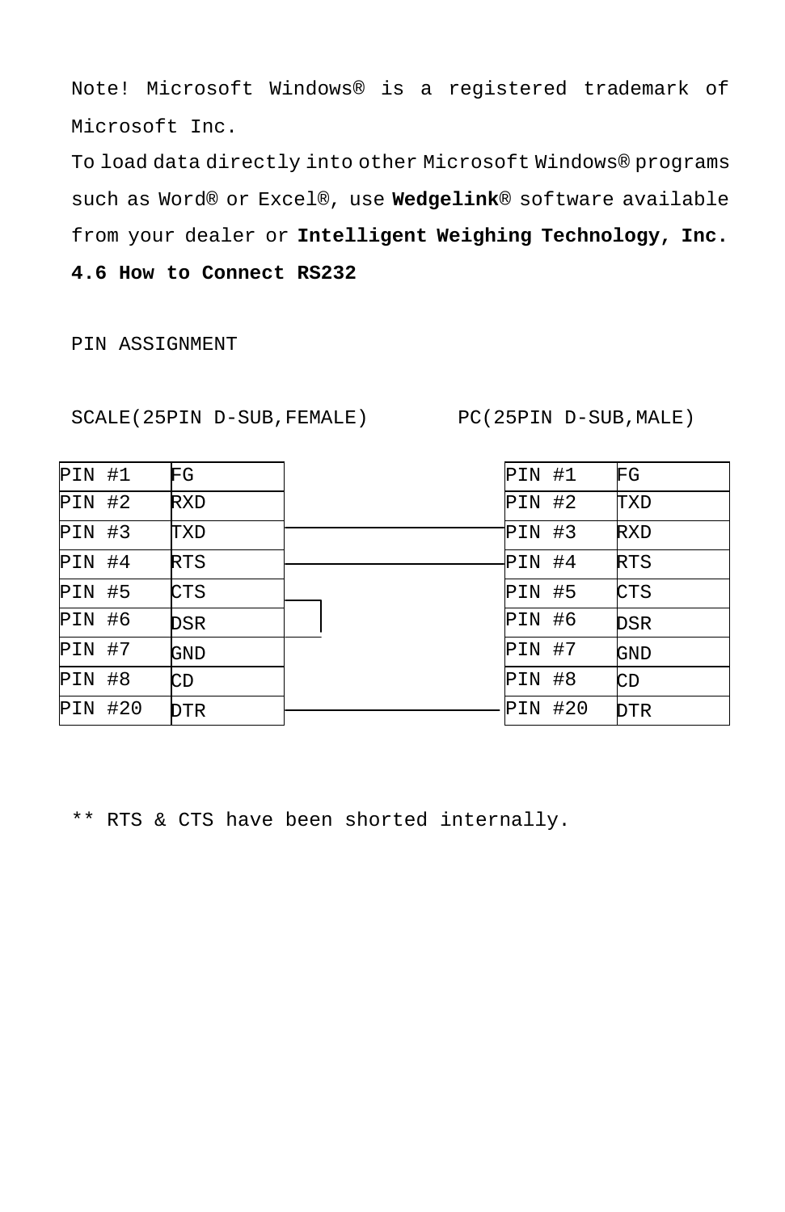Note! Microsoft Windows® is a registered trademark of Microsoft Inc.

To load data directly into other Microsoft Windows® programs such as Word® or Excel®, use **Wedgelink**® software available from your dealer or **Intelligent Weighing Technology, Inc**.

**4.6 How to Connect RS232**

PIN ASSIGNMENT

SCALE(25PIN D-SUB,FEMALE)  PC(25PIN D-SUB,MALE)

| SCALE PIN | SCALE Signal | Connection | PC PIN | PC Signal |
|---|---|---|---|---|
| PIN #1 | FG | | PIN #1 | FG |
| PIN #2 | RXD | | PIN #2 | TXD |
| PIN #3 | TXD | ──── | PIN #3 | RXD |
| PIN #4 | RTS | ──── | PIN #4 | RTS |
| PIN #5 | CTS | (linked to DSR) | PIN #5 | CTS |
| PIN #6 | DSR | (linked to CTS) | PIN #6 | DSR |
| PIN #7 | GND | | PIN #7 | GND |
| PIN #8 | CD | | PIN #8 | CD |
| PIN #20 | DTR | ──── | PIN #20 | DTR |

** RTS & CTS have been shorted internally.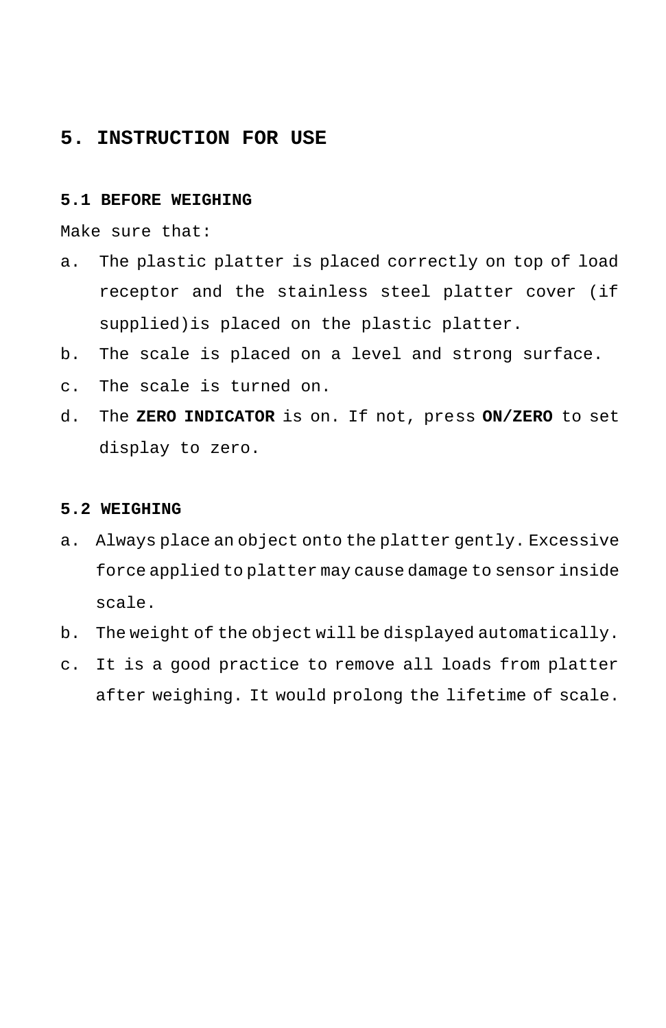# 5. INSTRUCTION FOR USE

## 5.1 BEFORE WEIGHING

Make sure that:

a. The plastic platter is placed correctly on top of load receptor and the stainless steel platter cover (if supplied)is placed on the plastic platter.
b. The scale is placed on a level and strong surface.
c. The scale is turned on.
d. The **ZERO INDICATOR** is on. If not, press **ON/ZERO** to set display to zero.

## 5.2 WEIGHING

a. Always place an object onto the platter gently. Excessive force applied to platter may cause damage to sensor inside scale.
b. The weight of the object will be displayed automatically.
c. It is a good practice to remove all loads from platter after weighing. It would prolong the lifetime of scale.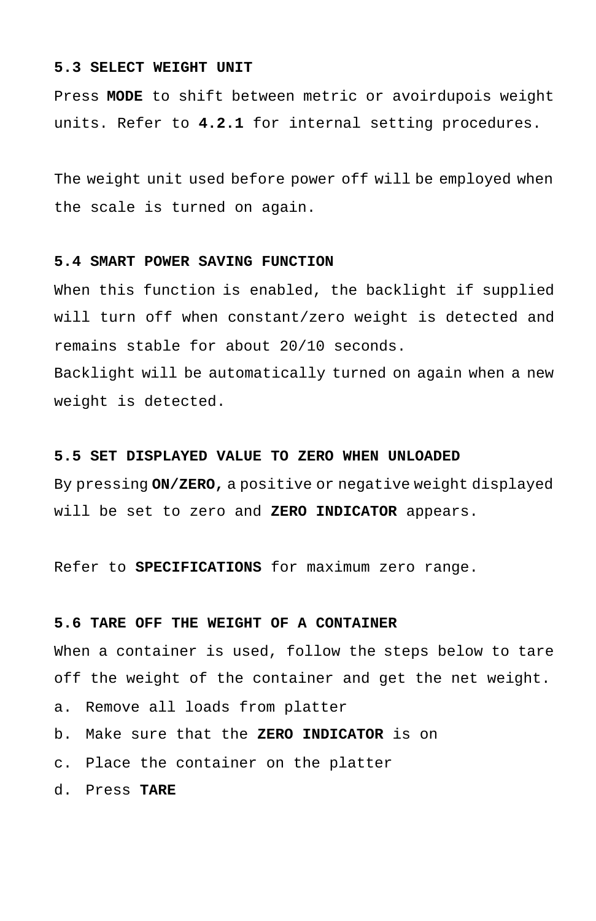### 5.3 SELECT WEIGHT UNIT

Press **MODE** to shift between metric or avoirdupois weight units. Refer to **4.2.1** for internal setting procedures.

The weight unit used before power off will be employed when the scale is turned on again.

### 5.4 SMART POWER SAVING FUNCTION

When this function is enabled, the backlight if supplied will turn off when constant/zero weight is detected and remains stable for about 20/10 seconds.
Backlight will be automatically turned on again when a new weight is detected.

### 5.5 SET DISPLAYED VALUE TO ZERO WHEN UNLOADED

By pressing **ON/ZERO,** a positive or negative weight displayed will be set to zero and **ZERO INDICATOR** appears.

Refer to **SPECIFICATIONS** for maximum zero range.

### 5.6 TARE OFF THE WEIGHT OF A CONTAINER

When a container is used, follow the steps below to tare off the weight of the container and get the net weight.

a. Remove all loads from platter
b. Make sure that the **ZERO INDICATOR** is on
c. Place the container on the platter
d. Press **TARE**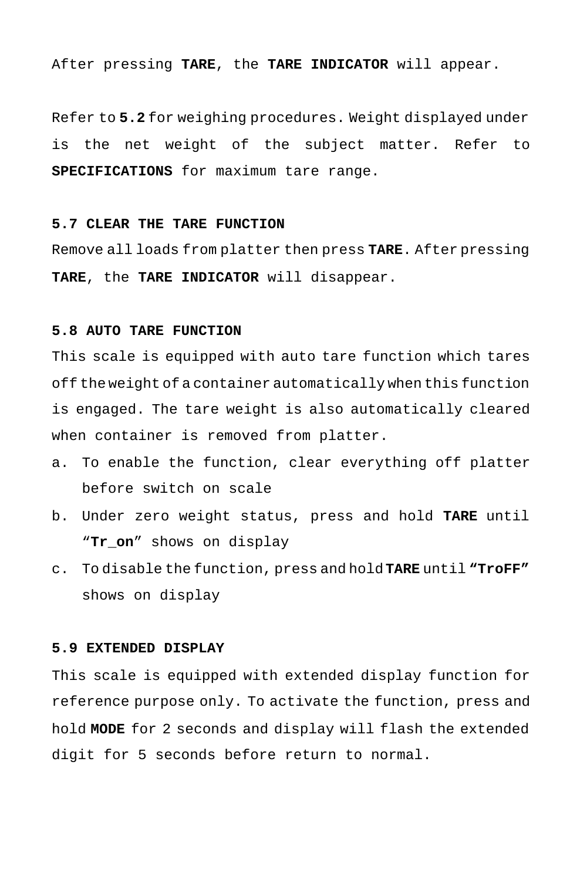After pressing **TARE**, the **TARE INDICATOR** will appear.

Refer to **5.2** for weighing procedures. Weight displayed under is the net weight of the subject matter. Refer to **SPECIFICATIONS** for maximum tare range.

### 5.7 CLEAR THE TARE FUNCTION

Remove all loads from platter then press **TARE**. After pressing **TARE**, the **TARE INDICATOR** will disappear.

### 5.8 AUTO TARE FUNCTION

This scale is equipped with auto tare function which tares off the weight of a container automatically when this function is engaged. The tare weight is also automatically cleared when container is removed from platter.

a. To enable the function, clear everything off platter before switch on scale
b. Under zero weight status, press and hold **TARE** until "**Tr_on**" shows on display
c. To disable the function, press and hold **TARE** until **"TroFF"** shows on display

### 5.9 EXTENDED DISPLAY

This scale is equipped with extended display function for reference purpose only. To activate the function, press and hold **MODE** for 2 seconds and display will flash the extended digit for 5 seconds before return to normal.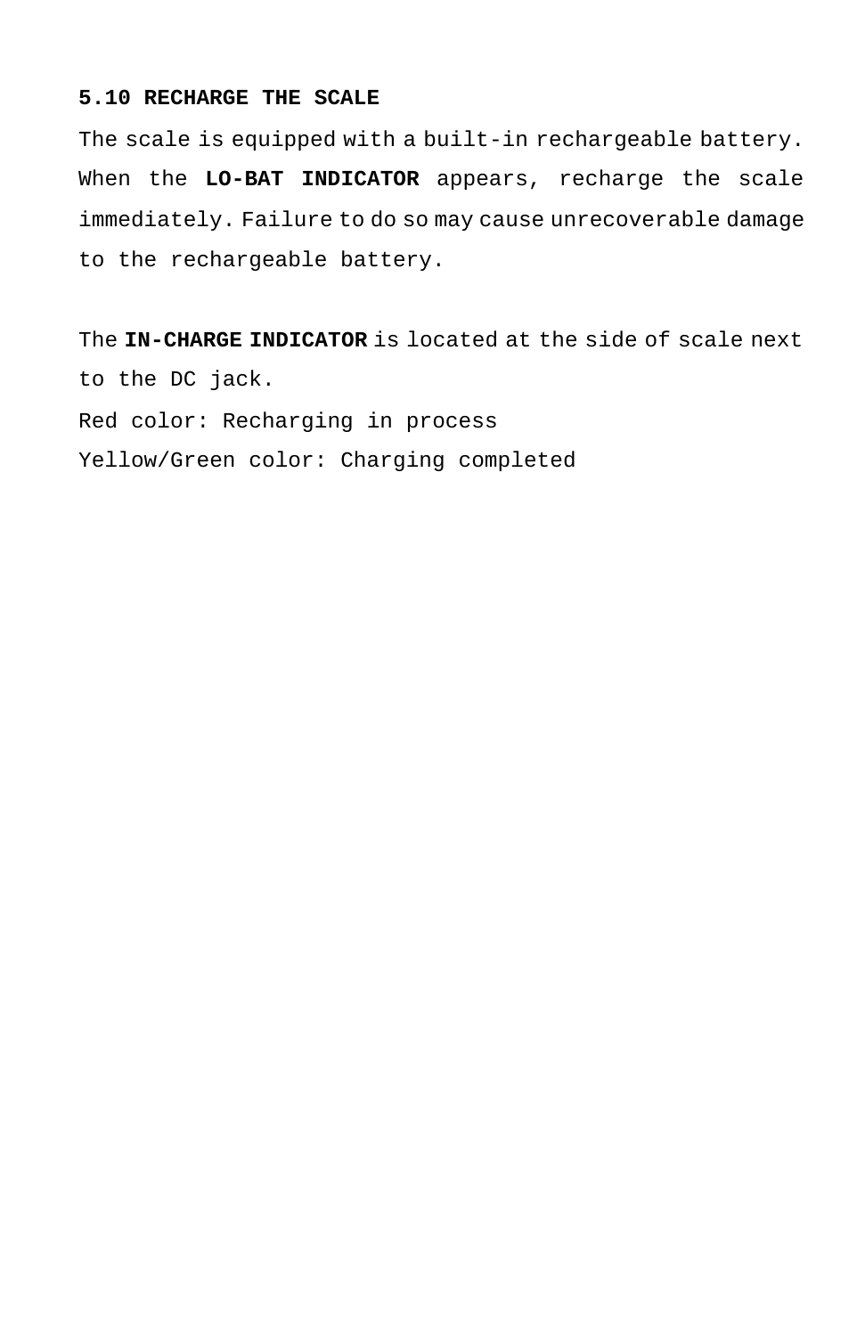### 5.10 RECHARGE THE SCALE

The scale is equipped with a built-in rechargeable battery. When the **LO-BAT INDICATOR** appears, recharge the scale immediately. Failure to do so may cause unrecoverable damage to the rechargeable battery.

The **IN-CHARGE INDICATOR** is located at the side of scale next to the DC jack.

Red color: Recharging in process

Yellow/Green color: Charging completed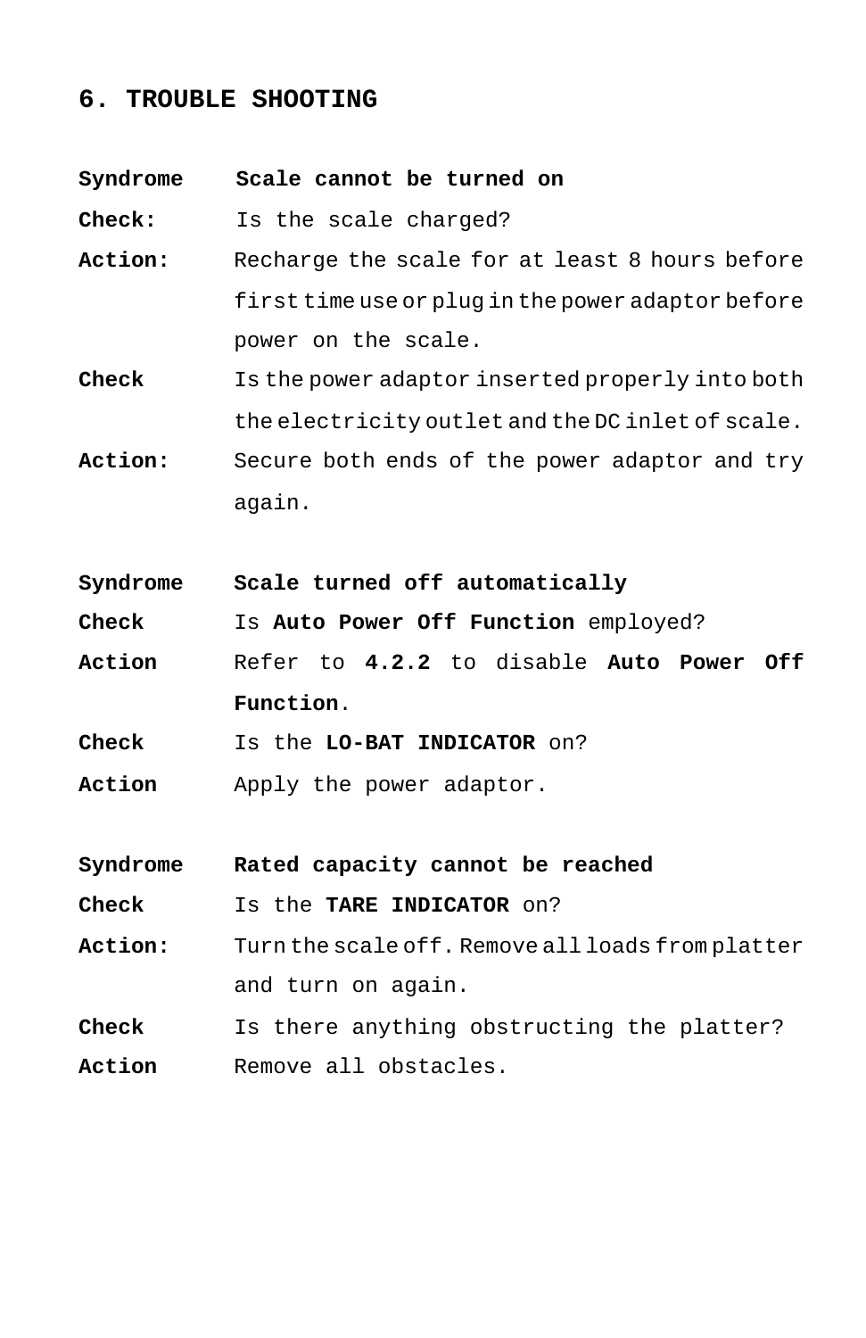# 6. TROUBLE SHOOTING

**Syndrome** **Scale cannot be turned on**

**Check:** Is the scale charged?

**Action:** Recharge the scale for at least 8 hours before first time use or plug in the power adaptor before power on the scale.

**Check** Is the power adaptor inserted properly into both the electricity outlet and the DC inlet of scale.

**Action:** Secure both ends of the power adaptor and try again.

**Syndrome** **Scale turned off automatically**

**Check** Is **Auto Power Off Function** employed?

**Action** Refer to **4.2.2** to disable **Auto Power Off Function**.

**Check** Is the **LO-BAT INDICATOR** on?

**Action** Apply the power adaptor.

**Syndrome** **Rated capacity cannot be reached**

**Check** Is the **TARE INDICATOR** on?

**Action:** Turn the scale off. Remove all loads from platter and turn on again.

**Check** Is there anything obstructing the platter?

**Action** Remove all obstacles.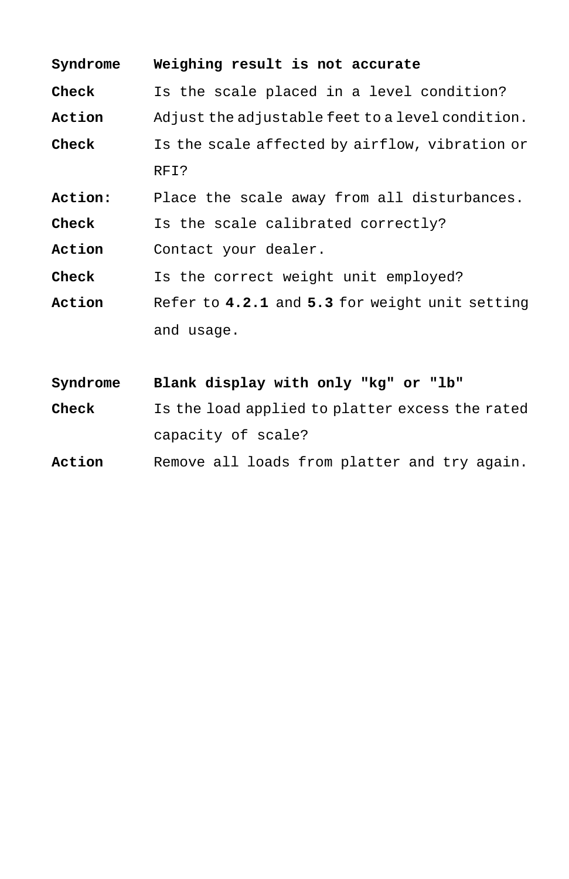| | |
|---|---|
| **Syndrome** | **Weighing result is not accurate** |
| **Check** | Is the scale placed in a level condition? |
| **Action** | Adjust the adjustable feet to a level condition. |
| **Check** | Is the scale affected by airflow, vibration or RFI? |
| **Action:** | Place the scale away from all disturbances. |
| **Check** | Is the scale calibrated correctly? |
| **Action** | Contact your dealer. |
| **Check** | Is the correct weight unit employed? |
| **Action** | Refer to **4.2.1** and **5.3** for weight unit setting and usage. |

| | |
|---|---|
| **Syndrome** | **Blank display with only "kg" or "lb"** |
| **Check** | Is the load applied to platter excess the rated capacity of scale? |
| **Action** | Remove all loads from platter and try again. |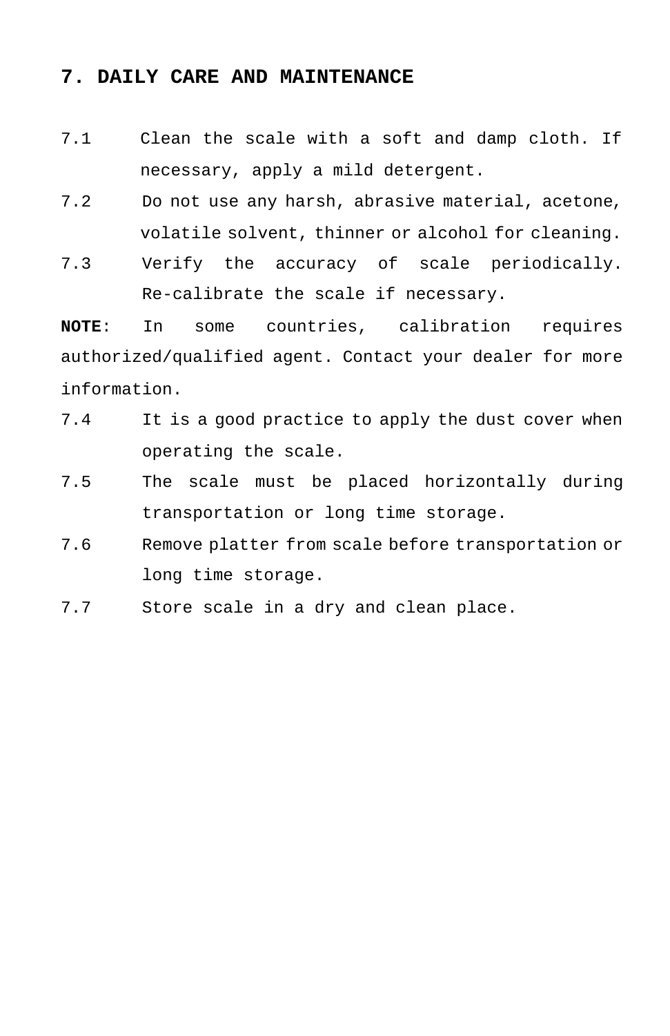## 7. DAILY CARE AND MAINTENANCE

7.1 Clean the scale with a soft and damp cloth. If necessary, apply a mild detergent.

7.2 Do not use any harsh, abrasive material, acetone, volatile solvent, thinner or alcohol for cleaning.

7.3 Verify the accuracy of scale periodically. Re-calibrate the scale if necessary.

**NOTE**: In some countries, calibration requires authorized/qualified agent. Contact your dealer for more information.

7.4 It is a good practice to apply the dust cover when operating the scale.

7.5 The scale must be placed horizontally during transportation or long time storage.

7.6 Remove platter from scale before transportation or long time storage.

7.7 Store scale in a dry and clean place.